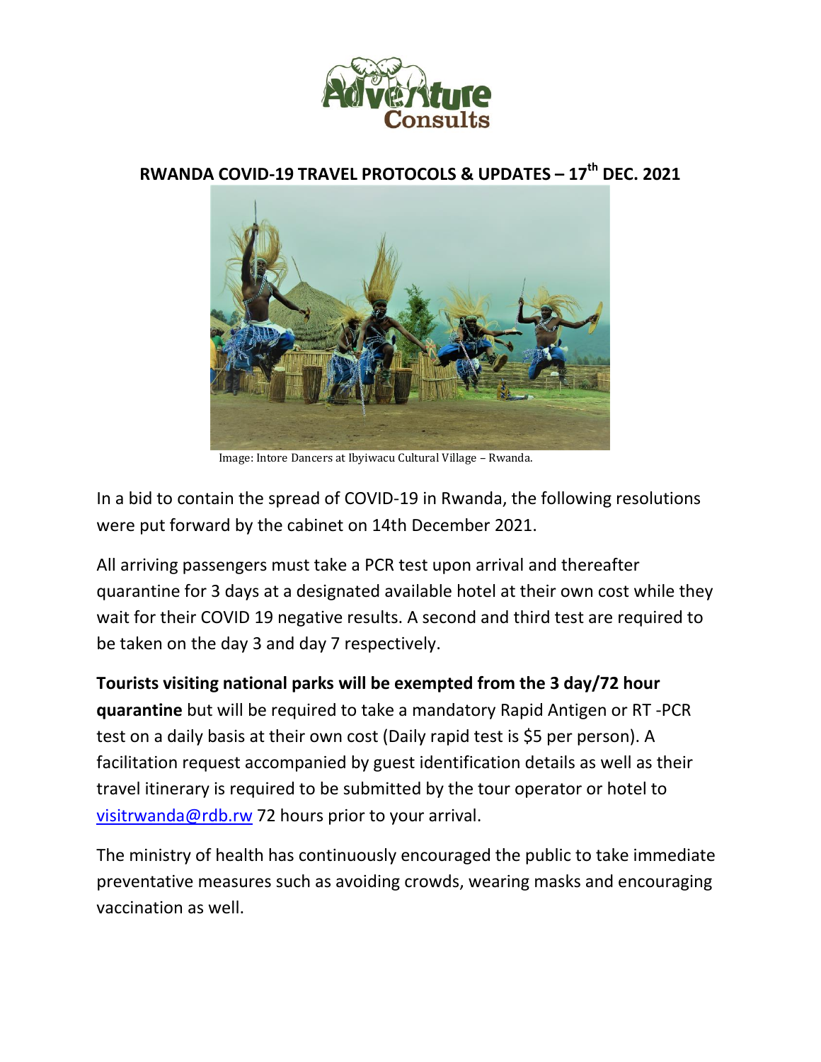# RWANDA COVID-19 TRAVEL PROTOCOLS & UPDATES – 17th DEC. 2021

Image: Intore Dancers at Ibyiwacu Cultural Village – Rwanda.

In a bid to contain the spread of COVID-19 in Rwanda, the following resolutions were put forward by the cabinet on 14th December 2021.

All arriving passengers must take a PCR test upon arrival and thereafter quarantine for 3 days at a designated available hotel at their own cost while they wait for their COVID 19 negative results. A second and third test are required to be taken on the day 3 and day 7 respectively.

**Tourists visiting national parks will be exempted from the 3 day/72 hour quarantine** but will be required to take a mandatory Rapid Antigen or RT -PCR test on a daily basis at their own cost (Daily rapid test is $5 per person). A facilitation request accompanied by guest identification details as well as their travel itinerary is required to be submitted by the tour operator or hotel to visitrwanda@rdb.rw 72 hours prior to your arrival.

The ministry of health has continuously encouraged the public to take immediate preventative measures such as avoiding crowds, wearing masks and encouraging vaccination as well.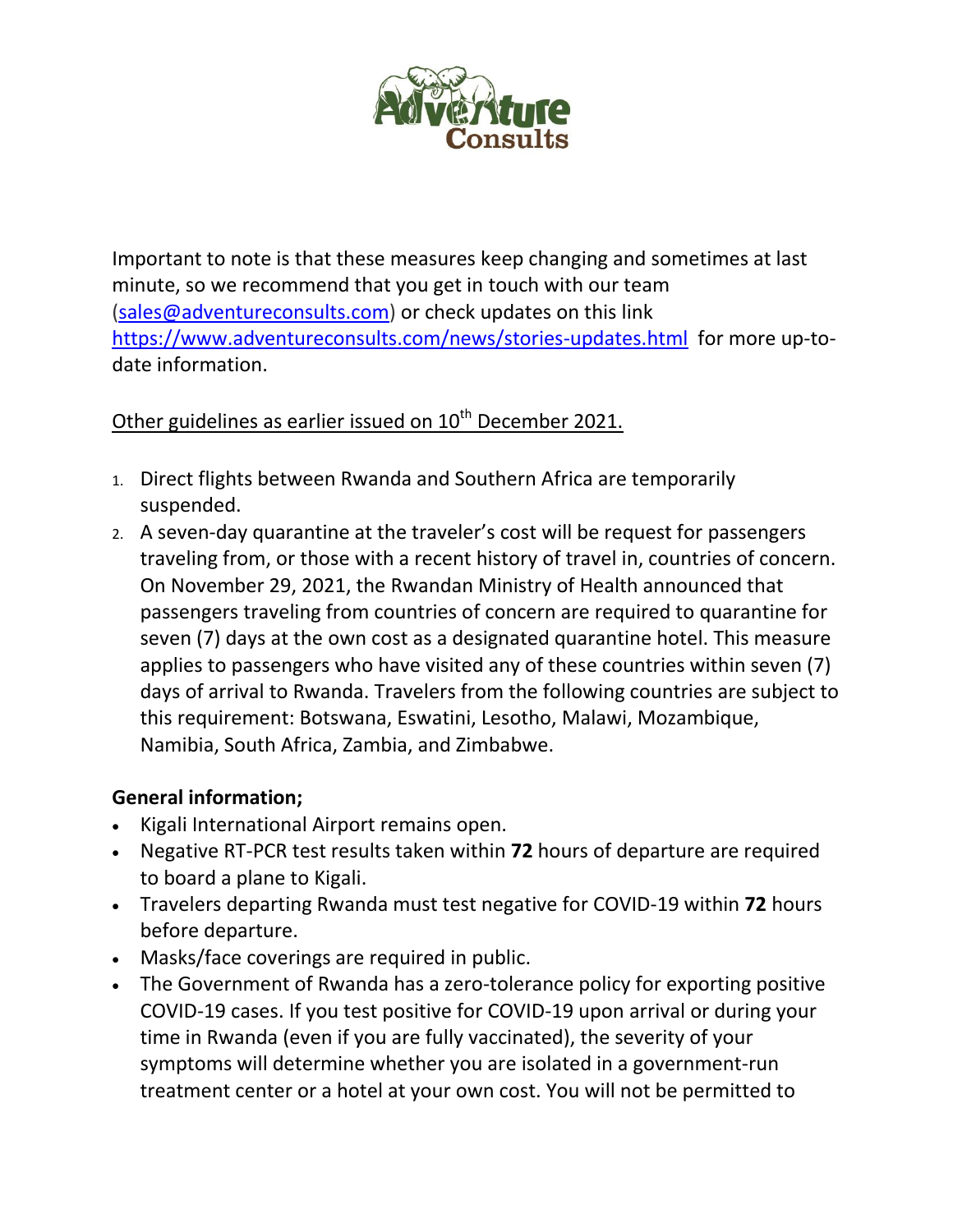Important to note is that these measures keep changing and sometimes at last minute, so we recommend that you get in touch with our team (sales@adventureconsults.com) or check updates on this link https://www.adventureconsults.com/news/stories-updates.html for more up-to-date information.

Other guidelines as earlier issued on 10th December 2021.

1. Direct flights between Rwanda and Southern Africa are temporarily suspended.
2. A seven-day quarantine at the traveler's cost will be request for passengers traveling from, or those with a recent history of travel in, countries of concern. On November 29, 2021, the Rwandan Ministry of Health announced that passengers traveling from countries of concern are required to quarantine for seven (7) days at the own cost as a designated quarantine hotel. This measure applies to passengers who have visited any of these countries within seven (7) days of arrival to Rwanda. Travelers from the following countries are subject to this requirement: Botswana, Eswatini, Lesotho, Malawi, Mozambique, Namibia, South Africa, Zambia, and Zimbabwe.

**General information;**

- Kigali International Airport remains open.
- Negative RT-PCR test results taken within **72** hours of departure are required to board a plane to Kigali.
- Travelers departing Rwanda must test negative for COVID-19 within **72** hours before departure.
- Masks/face coverings are required in public.
- The Government of Rwanda has a zero-tolerance policy for exporting positive COVID-19 cases. If you test positive for COVID-19 upon arrival or during your time in Rwanda (even if you are fully vaccinated), the severity of your symptoms will determine whether you are isolated in a government-run treatment center or a hotel at your own cost. You will not be permitted to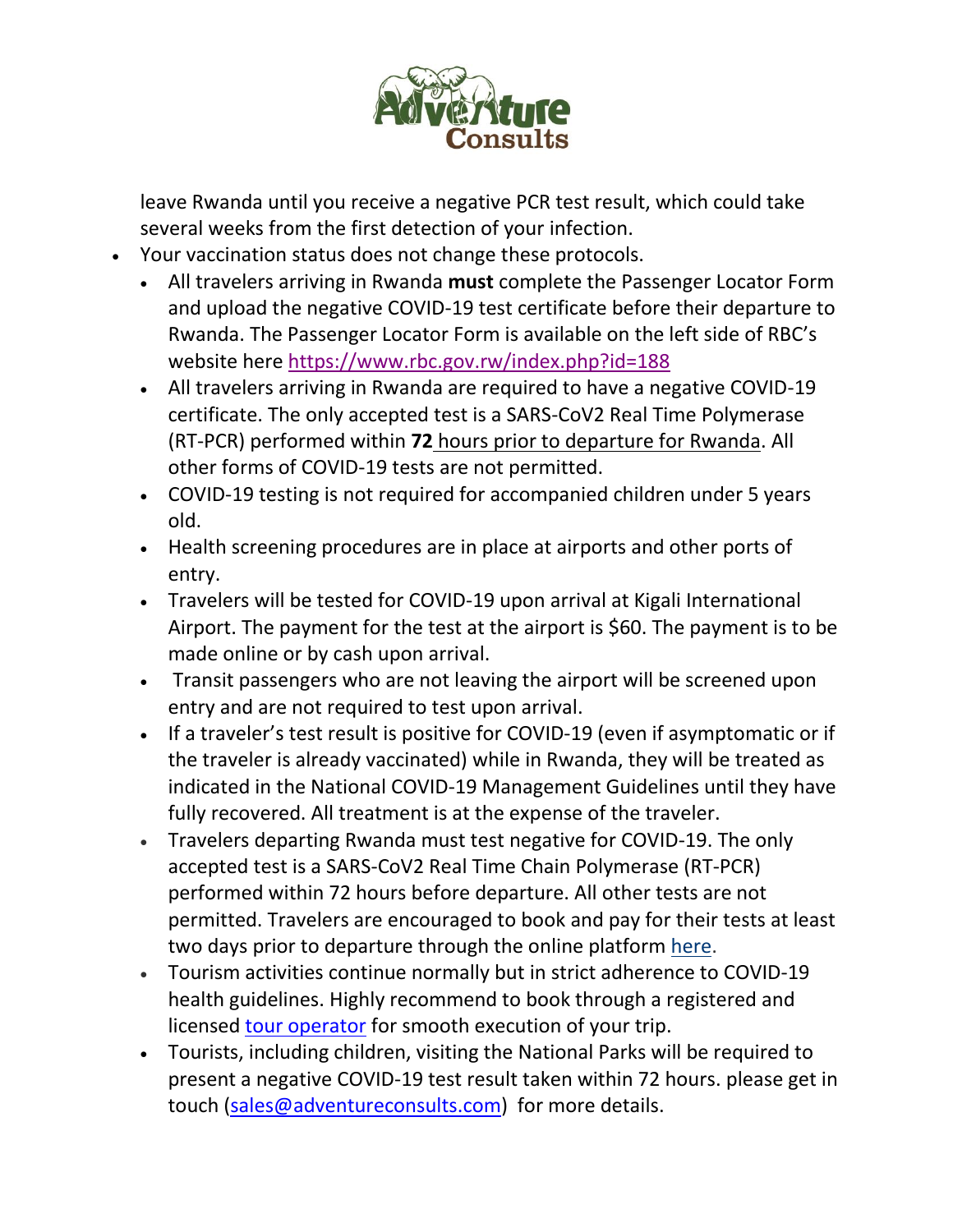leave Rwanda until you receive a negative PCR test result, which could take several weeks from the first detection of your infection.

- Your vaccination status does not change these protocols.
  - All travelers arriving in Rwanda **must** complete the Passenger Locator Form and upload the negative COVID-19 test certificate before their departure to Rwanda. The Passenger Locator Form is available on the left side of RBC's website here [https://www.rbc.gov.rw/index.php?id=188](https://www.rbc.gov.rw/index.php?id=188)
  - All travelers arriving in Rwanda are required to have a negative COVID-19 certificate. The only accepted test is a SARS-CoV2 Real Time Polymerase (RT-PCR) performed within **72** hours prior to departure for Rwanda. All other forms of COVID-19 tests are not permitted.
  - COVID-19 testing is not required for accompanied children under 5 years old.
  - Health screening procedures are in place at airports and other ports of entry.
  - Travelers will be tested for COVID-19 upon arrival at Kigali International Airport. The payment for the test at the airport is $60. The payment is to be made online or by cash upon arrival.
  - Transit passengers who are not leaving the airport will be screened upon entry and are not required to test upon arrival.
  - If a traveler's test result is positive for COVID-19 (even if asymptomatic or if the traveler is already vaccinated) while in Rwanda, they will be treated as indicated in the National COVID-19 Management Guidelines until they have fully recovered. All treatment is at the expense of the traveler.
  - Travelers departing Rwanda must test negative for COVID-19. The only accepted test is a SARS-CoV2 Real Time Chain Polymerase (RT-PCR) performed within 72 hours before departure. All other tests are not permitted. Travelers are encouraged to book and pay for their tests at least two days prior to departure through the online platform here.
  - Tourism activities continue normally but in strict adherence to COVID-19 health guidelines. Highly recommend to book through a registered and licensed tour operator for smooth execution of your trip.
  - Tourists, including children, visiting the National Parks will be required to present a negative COVID-19 test result taken within 72 hours. please get in touch (sales@adventureconsults.com) for more details.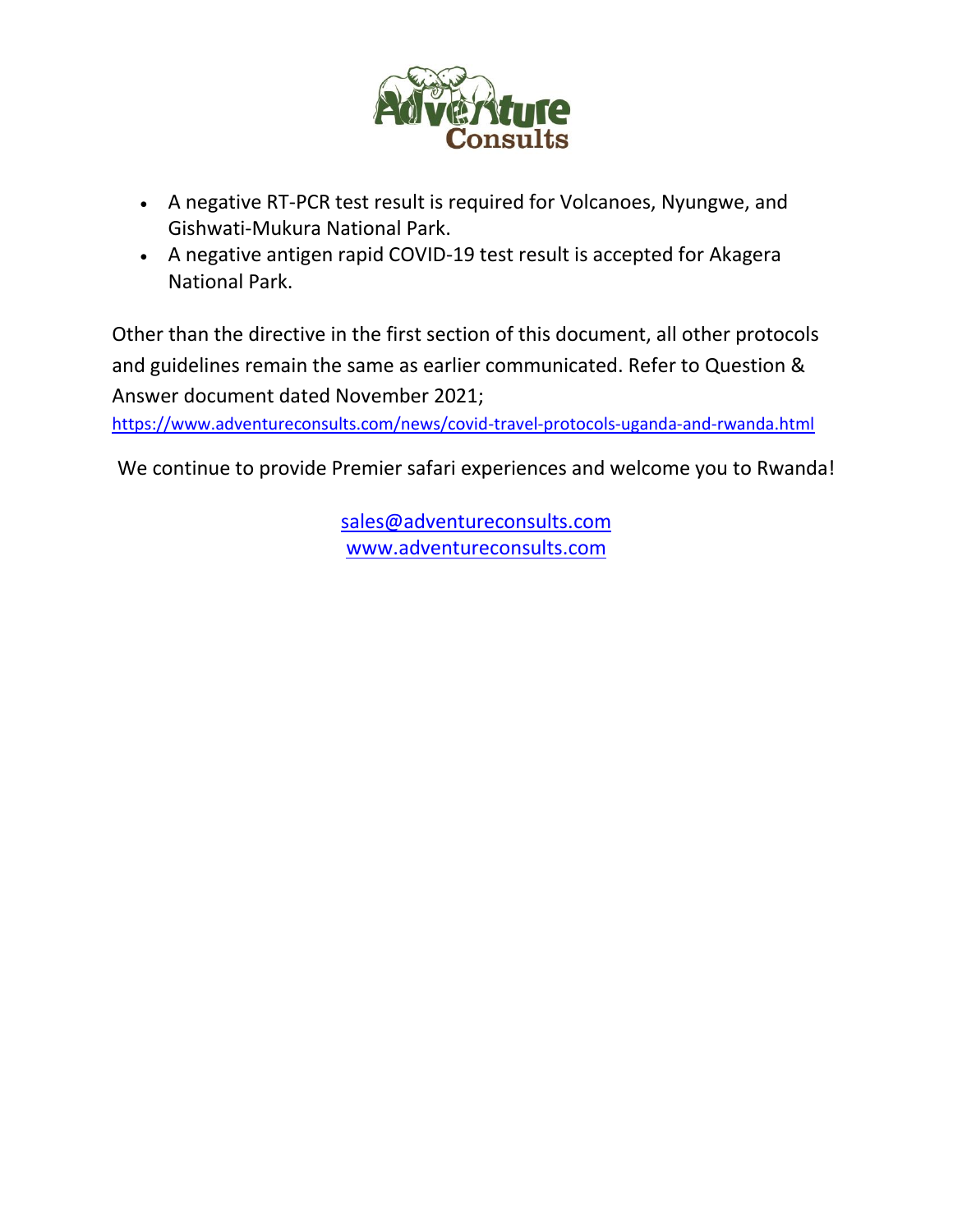- A negative RT-PCR test result is required for Volcanoes, Nyungwe, and Gishwati-Mukura National Park.
- A negative antigen rapid COVID-19 test result is accepted for Akagera National Park.

Other than the directive in the first section of this document, all other protocols and guidelines remain the same as earlier communicated. Refer to Question & Answer document dated November 2021; https://www.adventureconsults.com/news/covid-travel-protocols-uganda-and-rwanda.html

We continue to provide Premier safari experiences and welcome you to Rwanda!

sales@adventureconsults.com
www.adventureconsults.com